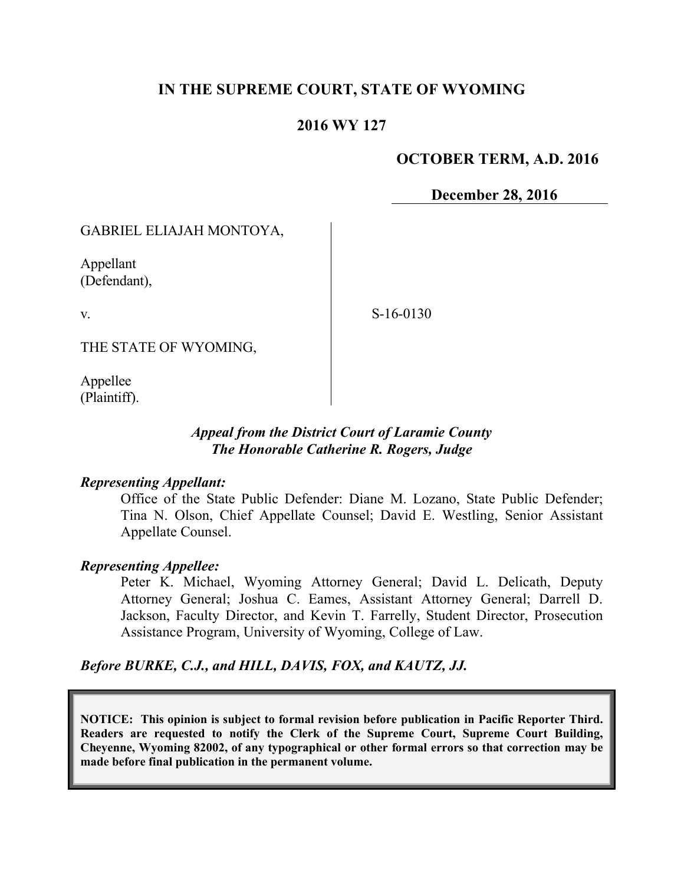# IN THE SUPREME COURT, STATE OF WYOMING

## 2016 WY 127

**OCTOBER TERM, A.D. 2016**

**December 28, 2016**

GABRIEL ELIAJAH MONTOYA,

Appellant
(Defendant),

v.

S-16-0130

THE STATE OF WYOMING,

Appellee
(Plaintiff).

*Appeal from the District Court of Laramie County*
*The Honorable Catherine R. Rogers, Judge*

***Representing Appellant:***

Office of the State Public Defender: Diane M. Lozano, State Public Defender; Tina N. Olson, Chief Appellate Counsel; David E. Westling, Senior Assistant Appellate Counsel.

***Representing Appellee:***

Peter K. Michael, Wyoming Attorney General; David L. Delicath, Deputy Attorney General; Joshua C. Eames, Assistant Attorney General; Darrell D. Jackson, Faculty Director, and Kevin T. Farrelly, Student Director, Prosecution Assistance Program, University of Wyoming, College of Law.

***Before BURKE, C.J., and HILL, DAVIS, FOX, and KAUTZ, JJ.***

**NOTICE: This opinion is subject to formal revision before publication in Pacific Reporter Third. Readers are requested to notify the Clerk of the Supreme Court, Supreme Court Building, Cheyenne, Wyoming 82002, of any typographical or other formal errors so that correction may be made before final publication in the permanent volume.**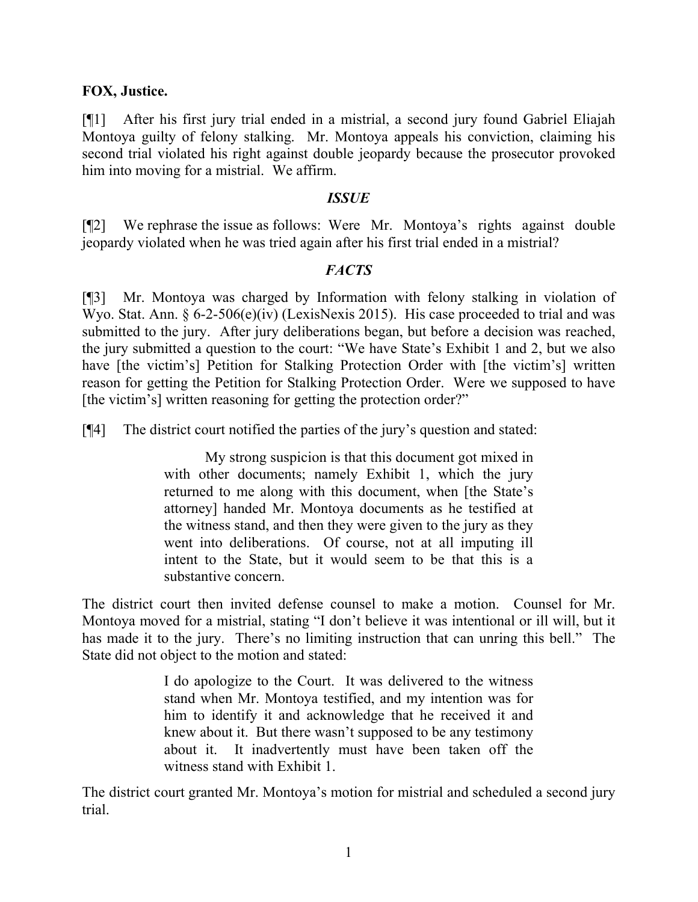**FOX, Justice.**

[¶1] After his first jury trial ended in a mistrial, a second jury found Gabriel Eliajah Montoya guilty of felony stalking. Mr. Montoya appeals his conviction, claiming his second trial violated his right against double jeopardy because the prosecutor provoked him into moving for a mistrial. We affirm.

### *ISSUE*

[¶2] We rephrase the issue as follows: Were Mr. Montoya's rights against double jeopardy violated when he was tried again after his first trial ended in a mistrial?

### *FACTS*

[¶3] Mr. Montoya was charged by Information with felony stalking in violation of Wyo. Stat. Ann. § 6-2-506(e)(iv) (LexisNexis 2015). His case proceeded to trial and was submitted to the jury. After jury deliberations began, but before a decision was reached, the jury submitted a question to the court: "We have State's Exhibit 1 and 2, but we also have [the victim's] Petition for Stalking Protection Order with [the victim's] written reason for getting the Petition for Stalking Protection Order. Were we supposed to have [the victim's] written reasoning for getting the protection order?"

[¶4] The district court notified the parties of the jury's question and stated:

> My strong suspicion is that this document got mixed in with other documents; namely Exhibit 1, which the jury returned to me along with this document, when [the State's attorney] handed Mr. Montoya documents as he testified at the witness stand, and then they were given to the jury as they went into deliberations. Of course, not at all imputing ill intent to the State, but it would seem to be that this is a substantive concern.

The district court then invited defense counsel to make a motion. Counsel for Mr. Montoya moved for a mistrial, stating "I don't believe it was intentional or ill will, but it has made it to the jury. There's no limiting instruction that can unring this bell." The State did not object to the motion and stated:

> I do apologize to the Court. It was delivered to the witness stand when Mr. Montoya testified, and my intention was for him to identify it and acknowledge that he received it and knew about it. But there wasn't supposed to be any testimony about it. It inadvertently must have been taken off the witness stand with Exhibit 1.

The district court granted Mr. Montoya's motion for mistrial and scheduled a second jury trial.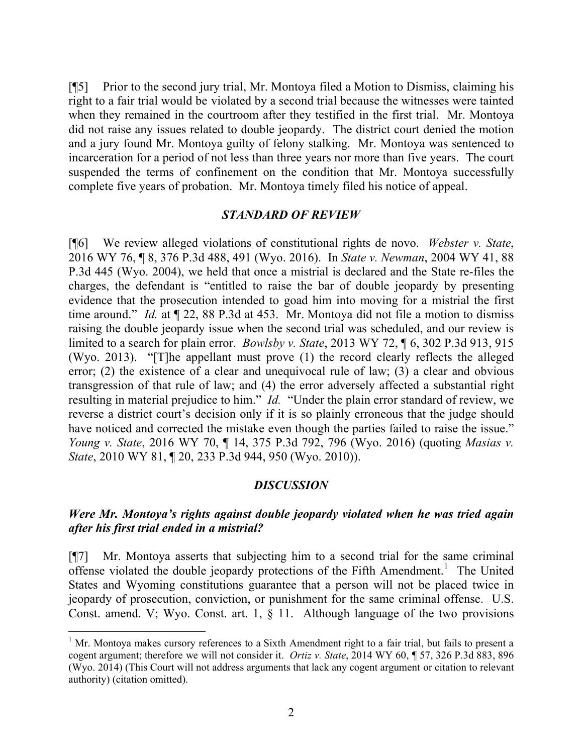[¶5] Prior to the second jury trial, Mr. Montoya filed a Motion to Dismiss, claiming his right to a fair trial would be violated by a second trial because the witnesses were tainted when they remained in the courtroom after they testified in the first trial. Mr. Montoya did not raise any issues related to double jeopardy. The district court denied the motion and a jury found Mr. Montoya guilty of felony stalking. Mr. Montoya was sentenced to incarceration for a period of not less than three years nor more than five years. The court suspended the terms of confinement on the condition that Mr. Montoya successfully complete five years of probation. Mr. Montoya timely filed his notice of appeal.

### *STANDARD OF REVIEW*

[¶6] We review alleged violations of constitutional rights de novo. *Webster v. State*, 2016 WY 76, ¶ 8, 376 P.3d 488, 491 (Wyo. 2016). In *State v. Newman*, 2004 WY 41, 88 P.3d 445 (Wyo. 2004), we held that once a mistrial is declared and the State re-files the charges, the defendant is "entitled to raise the bar of double jeopardy by presenting evidence that the prosecution intended to goad him into moving for a mistrial the first time around." *Id.* at ¶ 22, 88 P.3d at 453. Mr. Montoya did not file a motion to dismiss raising the double jeopardy issue when the second trial was scheduled, and our review is limited to a search for plain error. *Bowlsby v. State*, 2013 WY 72, ¶ 6, 302 P.3d 913, 915 (Wyo. 2013). "[T]he appellant must prove (1) the record clearly reflects the alleged error; (2) the existence of a clear and unequivocal rule of law; (3) a clear and obvious transgression of that rule of law; and (4) the error adversely affected a substantial right resulting in material prejudice to him." *Id.* "Under the plain error standard of review, we reverse a district court's decision only if it is so plainly erroneous that the judge should have noticed and corrected the mistake even though the parties failed to raise the issue." *Young v. State*, 2016 WY 70, ¶ 14, 375 P.3d 792, 796 (Wyo. 2016) (quoting *Masias v. State*, 2010 WY 81, ¶ 20, 233 P.3d 944, 950 (Wyo. 2010)).

### *DISCUSSION*

#### *Were Mr. Montoya's rights against double jeopardy violated when he was tried again after his first trial ended in a mistrial?*

[¶7] Mr. Montoya asserts that subjecting him to a second trial for the same criminal offense violated the double jeopardy protections of the Fifth Amendment.[1] The United States and Wyoming constitutions guarantee that a person will not be placed twice in jeopardy of prosecution, conviction, or punishment for the same criminal offense. U.S. Const. amend. V; Wyo. Const. art. 1, § 11. Although language of the two provisions

---

[1] Mr. Montoya makes cursory references to a Sixth Amendment right to a fair trial, but fails to present a cogent argument; therefore we will not consider it. *Ortiz v. State*, 2014 WY 60, ¶ 57, 326 P.3d 883, 896 (Wyo. 2014) (This Court will not address arguments that lack any cogent argument or citation to relevant authority) (citation omitted).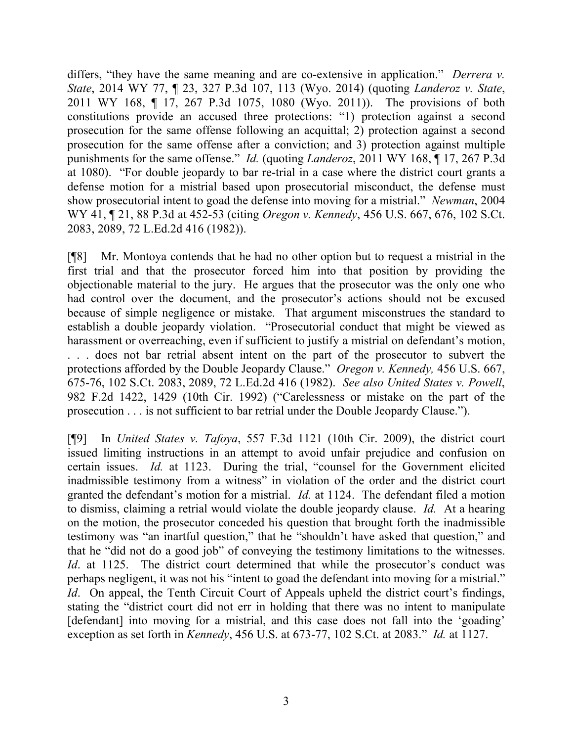differs, "they have the same meaning and are co-extensive in application." *Derrera v. State*, 2014 WY 77, ¶ 23, 327 P.3d 107, 113 (Wyo. 2014) (quoting *Landeroz v. State*, 2011 WY 168, ¶ 17, 267 P.3d 1075, 1080 (Wyo. 2011)). The provisions of both constitutions provide an accused three protections: "1) protection against a second prosecution for the same offense following an acquittal; 2) protection against a second prosecution for the same offense after a conviction; and 3) protection against multiple punishments for the same offense." *Id.* (quoting *Landeroz*, 2011 WY 168, ¶ 17, 267 P.3d at 1080). "For double jeopardy to bar re-trial in a case where the district court grants a defense motion for a mistrial based upon prosecutorial misconduct, the defense must show prosecutorial intent to goad the defense into moving for a mistrial." *Newman*, 2004 WY 41, ¶ 21, 88 P.3d at 452-53 (citing *Oregon v. Kennedy*, 456 U.S. 667, 676, 102 S.Ct. 2083, 2089, 72 L.Ed.2d 416 (1982)).

[¶8] Mr. Montoya contends that he had no other option but to request a mistrial in the first trial and that the prosecutor forced him into that position by providing the objectionable material to the jury. He argues that the prosecutor was the only one who had control over the document, and the prosecutor's actions should not be excused because of simple negligence or mistake. That argument misconstrues the standard to establish a double jeopardy violation. "Prosecutorial conduct that might be viewed as harassment or overreaching, even if sufficient to justify a mistrial on defendant's motion, . . . does not bar retrial absent intent on the part of the prosecutor to subvert the protections afforded by the Double Jeopardy Clause." *Oregon v. Kennedy,* 456 U.S. 667, 675-76, 102 S.Ct. 2083, 2089, 72 L.Ed.2d 416 (1982). *See also United States v. Powell*, 982 F.2d 1422, 1429 (10th Cir. 1992) ("Carelessness or mistake on the part of the prosecution . . . is not sufficient to bar retrial under the Double Jeopardy Clause.").

[¶9] In *United States v. Tafoya*, 557 F.3d 1121 (10th Cir. 2009), the district court issued limiting instructions in an attempt to avoid unfair prejudice and confusion on certain issues. *Id.* at 1123. During the trial, "counsel for the Government elicited inadmissible testimony from a witness" in violation of the order and the district court granted the defendant's motion for a mistrial. *Id.* at 1124. The defendant filed a motion to dismiss, claiming a retrial would violate the double jeopardy clause. *Id.* At a hearing on the motion, the prosecutor conceded his question that brought forth the inadmissible testimony was "an inartful question," that he "shouldn't have asked that question," and that he "did not do a good job" of conveying the testimony limitations to the witnesses. *Id*. at 1125. The district court determined that while the prosecutor's conduct was perhaps negligent, it was not his "intent to goad the defendant into moving for a mistrial." *Id*. On appeal, the Tenth Circuit Court of Appeals upheld the district court's findings, stating the "district court did not err in holding that there was no intent to manipulate [defendant] into moving for a mistrial, and this case does not fall into the 'goading' exception as set forth in *Kennedy*, 456 U.S. at 673-77, 102 S.Ct. at 2083." *Id.* at 1127.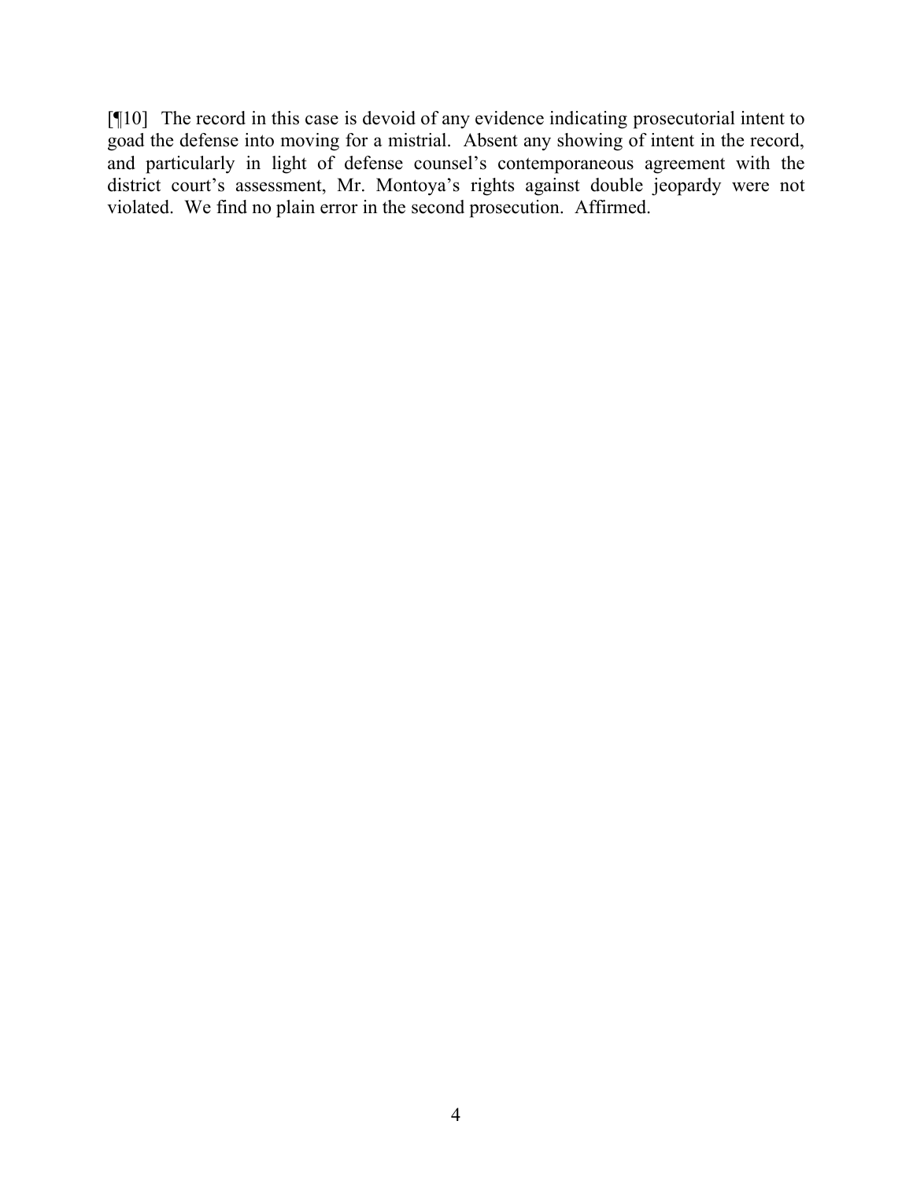[¶10] The record in this case is devoid of any evidence indicating prosecutorial intent to goad the defense into moving for a mistrial. Absent any showing of intent in the record, and particularly in light of defense counsel's contemporaneous agreement with the district court's assessment, Mr. Montoya's rights against double jeopardy were not violated. We find no plain error in the second prosecution. Affirmed.